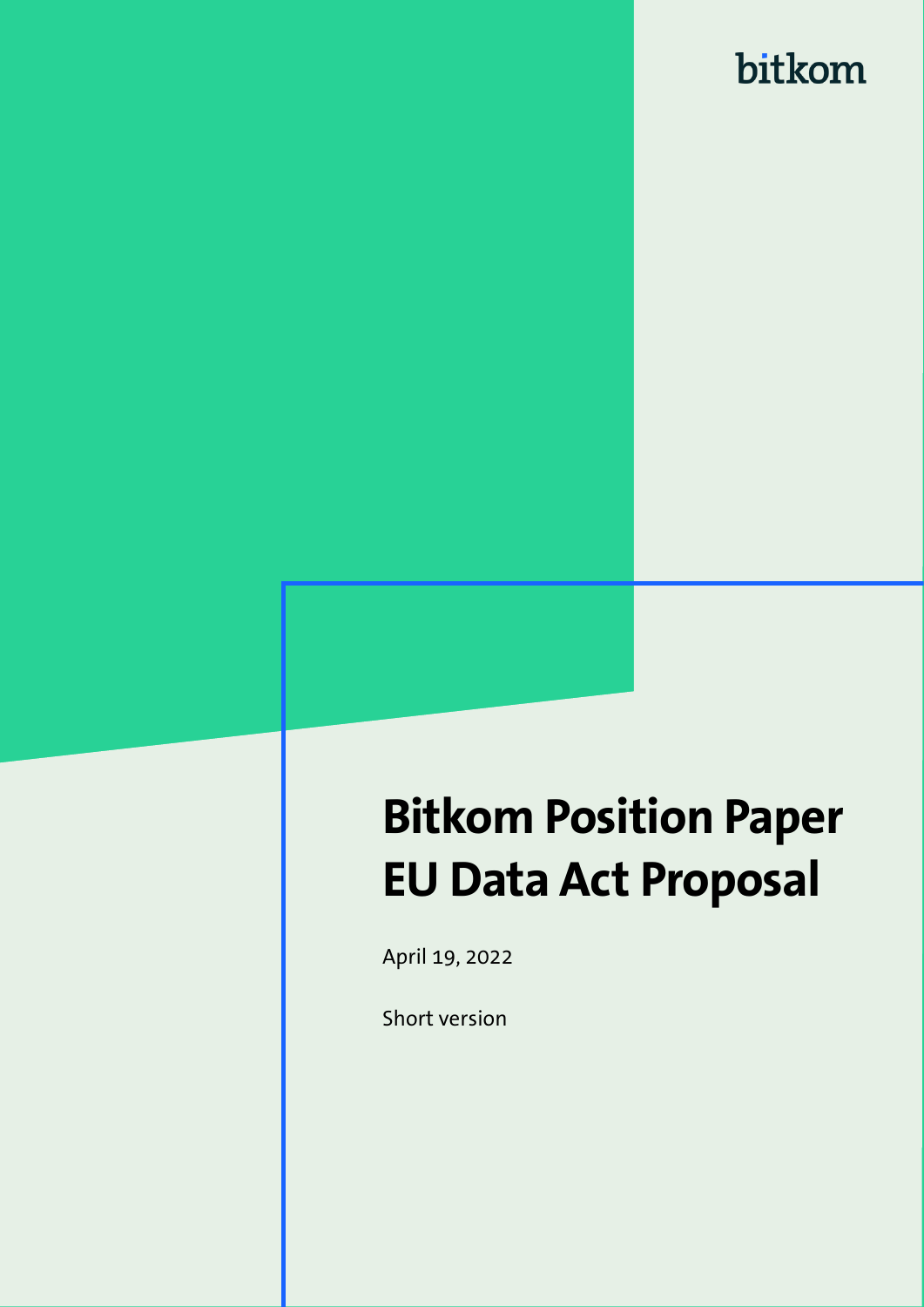bitkom

# Bitkom Position Paper EU Data Act Proposal

April 19, 2022

Short version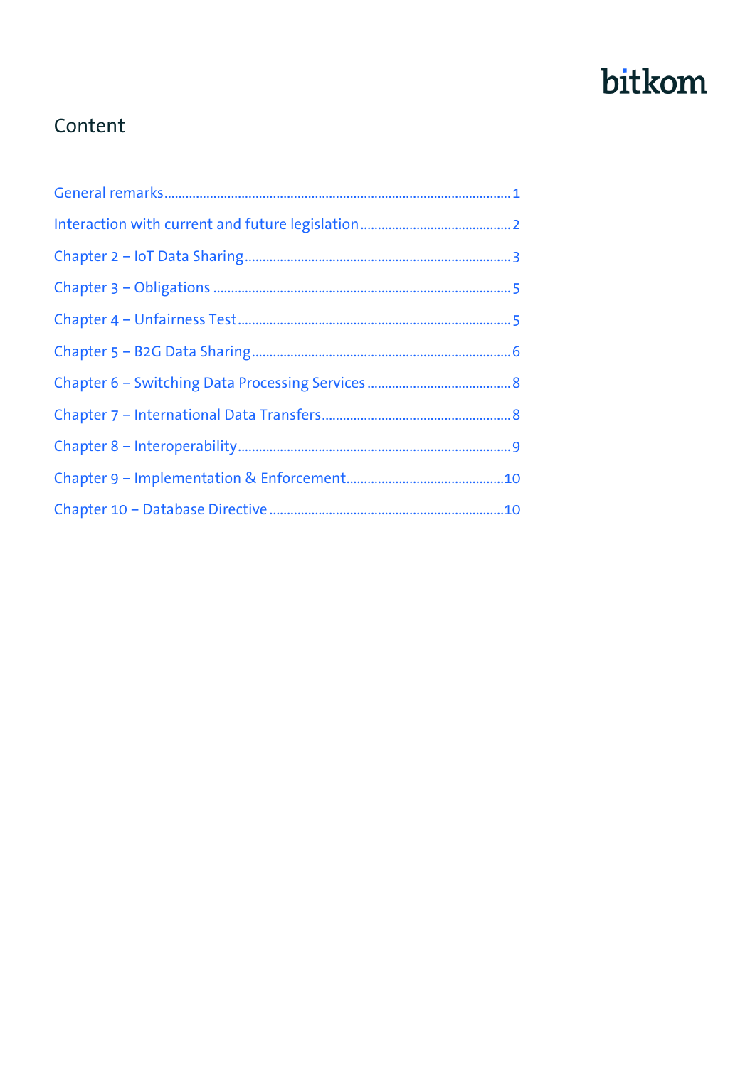# Content

- General remarks ............ 1
- Interaction with current and future legislation ............ 2
- Chapter 2 – IoT Data Sharing ............ 3
- Chapter 3 – Obligations ............ 5
- Chapter 4 – Unfairness Test ............ 5
- Chapter 5 – B2G Data Sharing ............ 6
- Chapter 6 – Switching Data Processing Services ............ 8
- Chapter 7 – International Data Transfers ............ 8
- Chapter 8 – Interoperability ............ 9
- Chapter 9 – Implementation & Enforcement ............ 10
- Chapter 10 – Database Directive ............ 10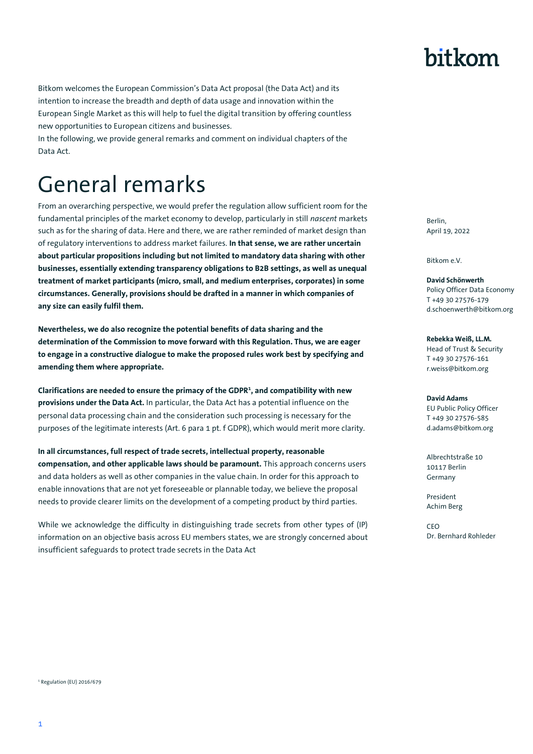Bitkom welcomes the European Commission's Data Act proposal (the Data Act) and its intention to increase the breadth and depth of data usage and innovation within the European Single Market as this will help to fuel the digital transition by offering countless new opportunities to European citizens and businesses.
In the following, we provide general remarks and comment on individual chapters of the Data Act.

# General remarks

From an overarching perspective, we would prefer the regulation allow sufficient room for the fundamental principles of the market economy to develop, particularly in still *nascent* markets such as for the sharing of data. Here and there, we are rather reminded of market design than of regulatory interventions to address market failures. **In that sense, we are rather uncertain about particular propositions including but not limited to mandatory data sharing with other businesses, essentially extending transparency obligations to B2B settings, as well as unequal treatment of market participants (micro, small, and medium enterprises, corporates) in some circumstances. Generally, provisions should be drafted in a manner in which companies of any size can easily fulfil them.**

**Nevertheless, we do also recognize the potential benefits of data sharing and the determination of the Commission to move forward with this Regulation. Thus, we are eager to engage in a constructive dialogue to make the proposed rules work best by specifying and amending them where appropriate.**

**Clarifications are needed to ensure the primacy of the GDPR[1], and compatibility with new provisions under the Data Act.** In particular, the Data Act has a potential influence on the personal data processing chain and the consideration such processing is necessary for the purposes of the legitimate interests (Art. 6 para 1 pt. f GDPR), which would merit more clarity.

**In all circumstances, full respect of trade secrets, intellectual property, reasonable compensation, and other applicable laws should be paramount.** This approach concerns users and data holders as well as other companies in the value chain. In order for this approach to enable innovations that are not yet foreseeable or plannable today, we believe the proposal needs to provide clearer limits on the development of a competing product by third parties.

While we acknowledge the difficulty in distinguishing trade secrets from other types of (IP) information on an objective basis across EU members states, we are strongly concerned about insufficient safeguards to protect trade secrets in the Data Act

Berlin,
April 19, 2022

Bitkom e.V.

**David Schönwerth**
Policy Officer Data Economy
T +49 30 27576-179
d.schoenwerth@bitkom.org

**Rebekka Weiß, LL.M.**
Head of Trust & Security
T +49 30 27576-161
r.weiss@bitkom.org

**David Adams**
EU Public Policy Officer
T +49 30 27576-585
d.adams@bitkom.org

Albrechtstraße 10
10117 Berlin
Germany

President
Achim Berg

CEO
Dr. Bernhard Rohleder

[1] Regulation (EU) 2016/679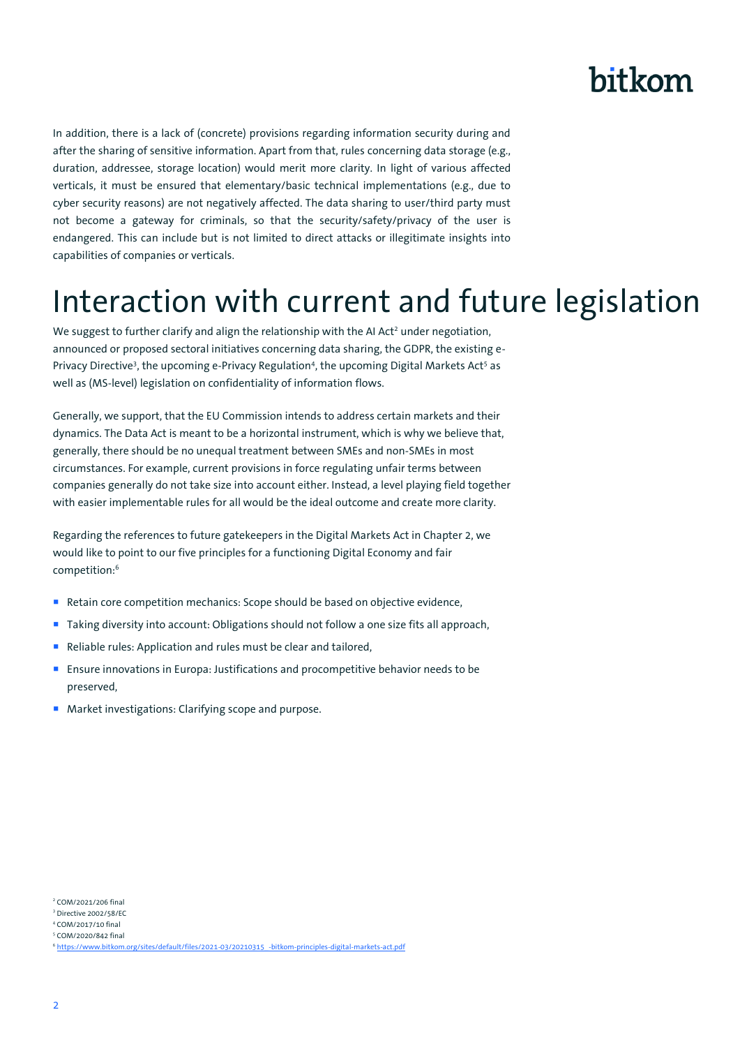In addition, there is a lack of (concrete) provisions regarding information security during and after the sharing of sensitive information. Apart from that, rules concerning data storage (e.g., duration, addressee, storage location) would merit more clarity. In light of various affected verticals, it must be ensured that elementary/basic technical implementations (e.g., due to cyber security reasons) are not negatively affected. The data sharing to user/third party must not become a gateway for criminals, so that the security/safety/privacy of the user is endangered. This can include but is not limited to direct attacks or illegitimate insights into capabilities of companies or verticals.

# Interaction with current and future legislation

We suggest to further clarify and align the relationship with the AI Act[2] under negotiation, announced or proposed sectoral initiatives concerning data sharing, the GDPR, the existing e-Privacy Directive[3], the upcoming e-Privacy Regulation[4], the upcoming Digital Markets Act[5] as well as (MS-level) legislation on confidentiality of information flows.

Generally, we support, that the EU Commission intends to address certain markets and their dynamics. The Data Act is meant to be a horizontal instrument, which is why we believe that, generally, there should be no unequal treatment between SMEs and non-SMEs in most circumstances. For example, current provisions in force regulating unfair terms between companies generally do not take size into account either. Instead, a level playing field together with easier implementable rules for all would be the ideal outcome and create more clarity.

Regarding the references to future gatekeepers in the Digital Markets Act in Chapter 2, we would like to point to our five principles for a functioning Digital Economy and fair competition:[6]

- Retain core competition mechanics: Scope should be based on objective evidence,
- Taking diversity into account: Obligations should not follow a one size fits all approach,
- Reliable rules: Application and rules must be clear and tailored,
- Ensure innovations in Europa: Justifications and procompetitive behavior needs to be preserved,
- Market investigations: Clarifying scope and purpose.

[2] COM/2021/206 final
[3] Directive 2002/58/EC
[4] COM/2017/10 final
[5] COM/2020/842 final
[6] https://www.bitkom.org/sites/default/files/2021-03/20210315_-bitkom-principles-digital-markets-act.pdf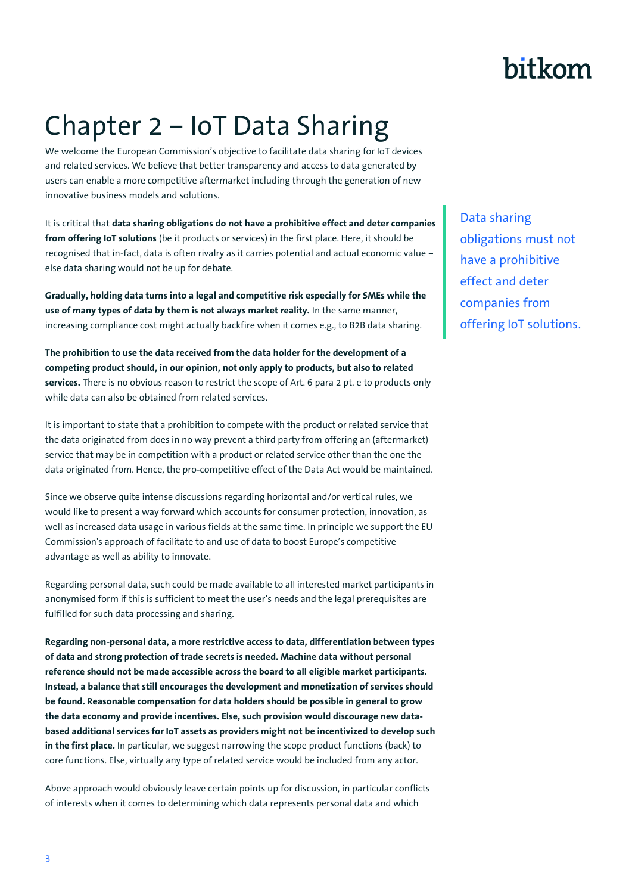# Chapter 2 – IoT Data Sharing

We welcome the European Commission's objective to facilitate data sharing for IoT devices and related services. We believe that better transparency and access to data generated by users can enable a more competitive aftermarket including through the generation of new innovative business models and solutions.

It is critical that **data sharing obligations do not have a prohibitive effect and deter companies from offering IoT solutions** (be it products or services) in the first place. Here, it should be recognised that in-fact, data is often rivalry as it carries potential and actual economic value – else data sharing would not be up for debate.

> Data sharing obligations must not have a prohibitive effect and deter companies from offering IoT solutions.

**Gradually, holding data turns into a legal and competitive risk especially for SMEs while the use of many types of data by them is not always market reality.** In the same manner, increasing compliance cost might actually backfire when it comes e.g., to B2B data sharing.

**The prohibition to use the data received from the data holder for the development of a competing product should, in our opinion, not only apply to products, but also to related services.** There is no obvious reason to restrict the scope of Art. 6 para 2 pt. e to products only while data can also be obtained from related services.

It is important to state that a prohibition to compete with the product or related service that the data originated from does in no way prevent a third party from offering an (aftermarket) service that may be in competition with a product or related service other than the one the data originated from. Hence, the pro-competitive effect of the Data Act would be maintained.

Since we observe quite intense discussions regarding horizontal and/or vertical rules, we would like to present a way forward which accounts for consumer protection, innovation, as well as increased data usage in various fields at the same time. In principle we support the EU Commission's approach of facilitate to and use of data to boost Europe's competitive advantage as well as ability to innovate.

Regarding personal data, such could be made available to all interested market participants in anonymised form if this is sufficient to meet the user's needs and the legal prerequisites are fulfilled for such data processing and sharing.

**Regarding non-personal data, a more restrictive access to data, differentiation between types of data and strong protection of trade secrets is needed. Machine data without personal reference should not be made accessible across the board to all eligible market participants. Instead, a balance that still encourages the development and monetization of services should be found. Reasonable compensation for data holders should be possible in general to grow the data economy and provide incentives. Else, such provision would discourage new data-based additional services for IoT assets as providers might not be incentivized to develop such in the first place.** In particular, we suggest narrowing the scope product functions (back) to core functions. Else, virtually any type of related service would be included from any actor.

Above approach would obviously leave certain points up for discussion, in particular conflicts of interests when it comes to determining which data represents personal data and which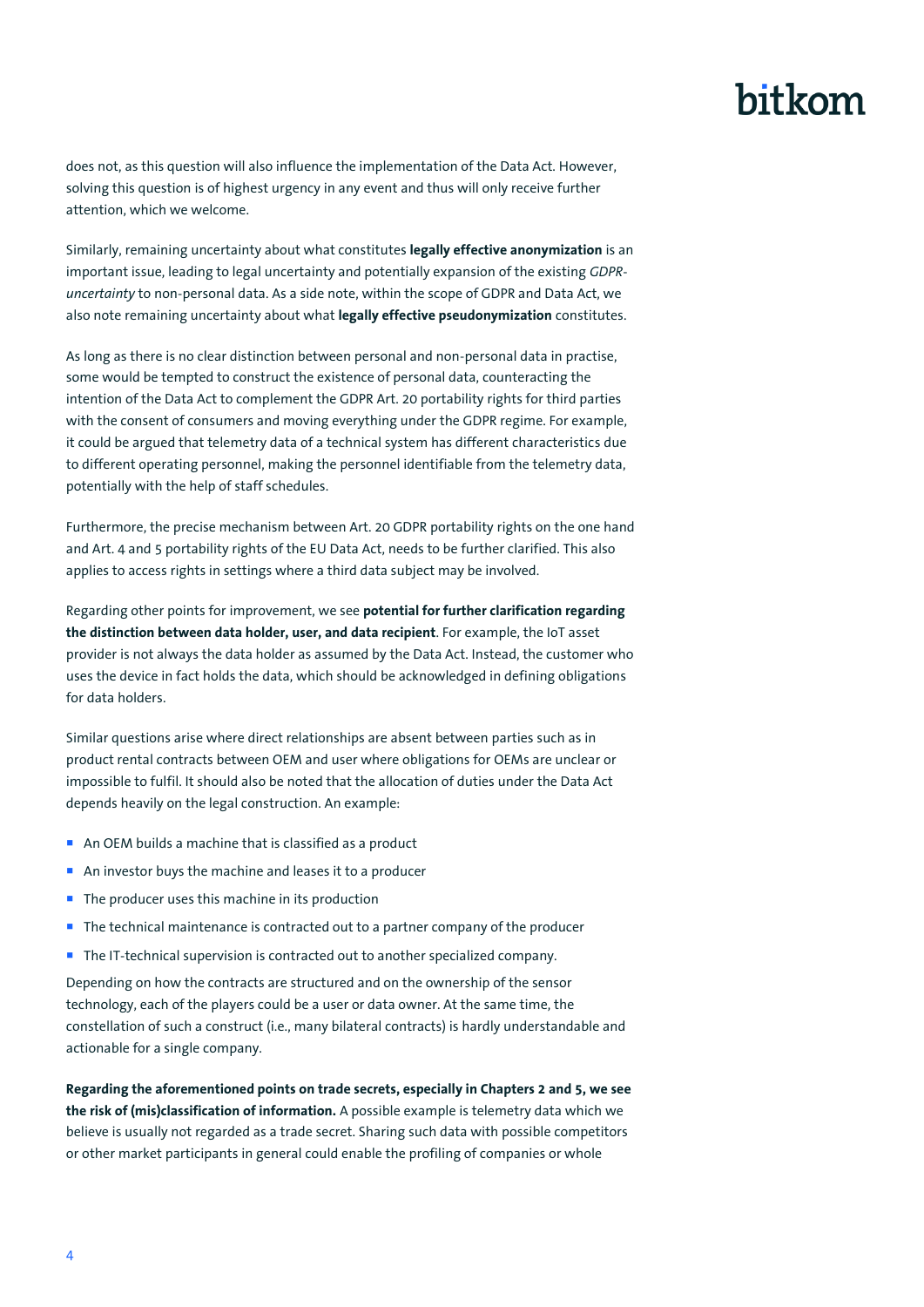does not, as this question will also influence the implementation of the Data Act. However, solving this question is of highest urgency in any event and thus will only receive further attention, which we welcome.

Similarly, remaining uncertainty about what constitutes **legally effective anonymization** is an important issue, leading to legal uncertainty and potentially expansion of the existing *GDPR-uncertainty* to non-personal data. As a side note, within the scope of GDPR and Data Act, we also note remaining uncertainty about what **legally effective pseudonymization** constitutes.

As long as there is no clear distinction between personal and non-personal data in practise, some would be tempted to construct the existence of personal data, counteracting the intention of the Data Act to complement the GDPR Art. 20 portability rights for third parties with the consent of consumers and moving everything under the GDPR regime. For example, it could be argued that telemetry data of a technical system has different characteristics due to different operating personnel, making the personnel identifiable from the telemetry data, potentially with the help of staff schedules.

Furthermore, the precise mechanism between Art. 20 GDPR portability rights on the one hand and Art. 4 and 5 portability rights of the EU Data Act, needs to be further clarified. This also applies to access rights in settings where a third data subject may be involved.

Regarding other points for improvement, we see **potential for further clarification regarding the distinction between data holder, user, and data recipient**. For example, the IoT asset provider is not always the data holder as assumed by the Data Act. Instead, the customer who uses the device in fact holds the data, which should be acknowledged in defining obligations for data holders.

Similar questions arise where direct relationships are absent between parties such as in product rental contracts between OEM and user where obligations for OEMs are unclear or impossible to fulfil. It should also be noted that the allocation of duties under the Data Act depends heavily on the legal construction. An example:

- An OEM builds a machine that is classified as a product
- An investor buys the machine and leases it to a producer
- The producer uses this machine in its production
- The technical maintenance is contracted out to a partner company of the producer
- The IT-technical supervision is contracted out to another specialized company.

Depending on how the contracts are structured and on the ownership of the sensor technology, each of the players could be a user or data owner. At the same time, the constellation of such a construct (i.e., many bilateral contracts) is hardly understandable and actionable for a single company.

**Regarding the aforementioned points on trade secrets, especially in Chapters 2 and 5, we see the risk of (mis)classification of information.** A possible example is telemetry data which we believe is usually not regarded as a trade secret. Sharing such data with possible competitors or other market participants in general could enable the profiling of companies or whole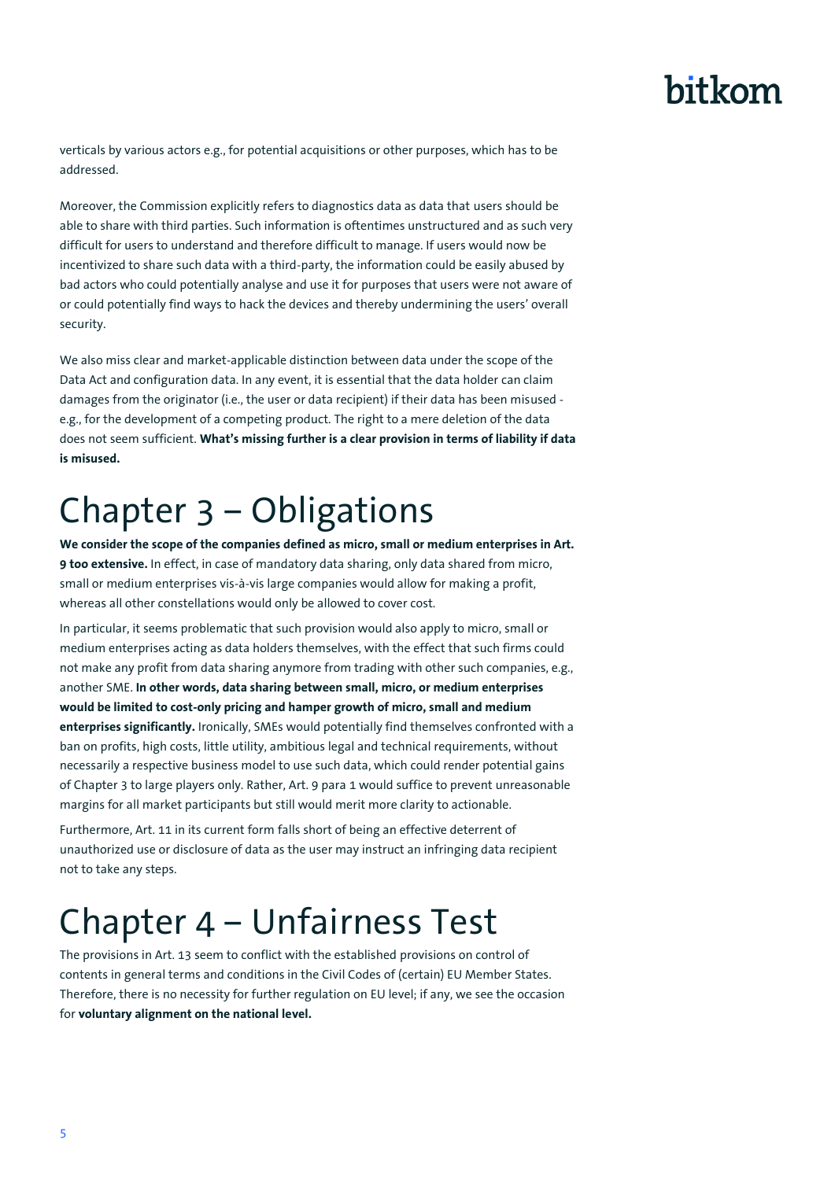verticals by various actors e.g., for potential acquisitions or other purposes, which has to be addressed.

Moreover, the Commission explicitly refers to diagnostics data as data that users should be able to share with third parties. Such information is oftentimes unstructured and as such very difficult for users to understand and therefore difficult to manage. If users would now be incentivized to share such data with a third-party, the information could be easily abused by bad actors who could potentially analyse and use it for purposes that users were not aware of or could potentially find ways to hack the devices and thereby undermining the users' overall security.

We also miss clear and market-applicable distinction between data under the scope of the Data Act and configuration data. In any event, it is essential that the data holder can claim damages from the originator (i.e., the user or data recipient) if their data has been misused - e.g., for the development of a competing product. The right to a mere deletion of the data does not seem sufficient. **What's missing further is a clear provision in terms of liability if data is misused.**

# Chapter 3 – Obligations

**We consider the scope of the companies defined as micro, small or medium enterprises in Art. 9 too extensive.** In effect, in case of mandatory data sharing, only data shared from micro, small or medium enterprises vis-à-vis large companies would allow for making a profit, whereas all other constellations would only be allowed to cover cost.

In particular, it seems problematic that such provision would also apply to micro, small or medium enterprises acting as data holders themselves, with the effect that such firms could not make any profit from data sharing anymore from trading with other such companies, e.g., another SME. **In other words, data sharing between small, micro, or medium enterprises would be limited to cost-only pricing and hamper growth of micro, small and medium enterprises significantly.** Ironically, SMEs would potentially find themselves confronted with a ban on profits, high costs, little utility, ambitious legal and technical requirements, without necessarily a respective business model to use such data, which could render potential gains of Chapter 3 to large players only. Rather, Art. 9 para 1 would suffice to prevent unreasonable margins for all market participants but still would merit more clarity to actionable.

Furthermore, Art. 11 in its current form falls short of being an effective deterrent of unauthorized use or disclosure of data as the user may instruct an infringing data recipient not to take any steps.

# Chapter 4 – Unfairness Test

The provisions in Art. 13 seem to conflict with the established provisions on control of contents in general terms and conditions in the Civil Codes of (certain) EU Member States. Therefore, there is no necessity for further regulation on EU level; if any, we see the occasion for **voluntary alignment on the national level.**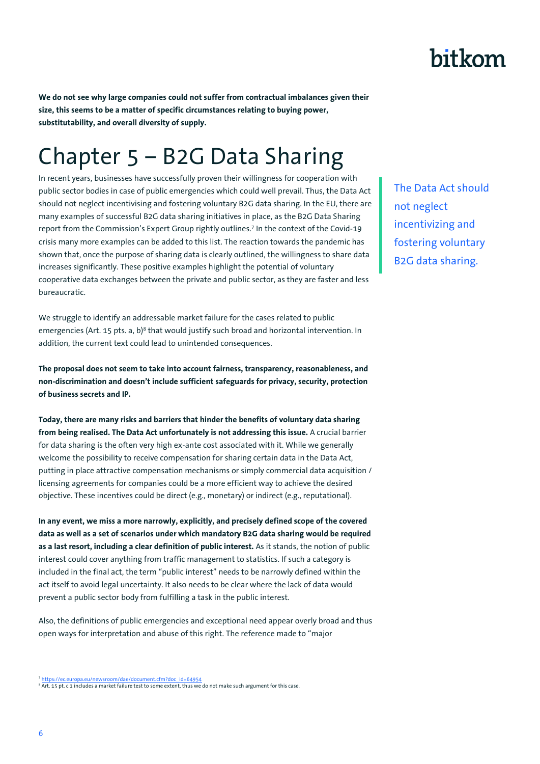**We do not see why large companies could not suffer from contractual imbalances given their size, this seems to be a matter of specific circumstances relating to buying power, substitutability, and overall diversity of supply.**

# Chapter 5 – B2G Data Sharing

In recent years, businesses have successfully proven their willingness for cooperation with public sector bodies in case of public emergencies which could well prevail. Thus, the Data Act should not neglect incentivising and fostering voluntary B2G data sharing. In the EU, there are many examples of successful B2G data sharing initiatives in place, as the B2G Data Sharing report from the Commission's Expert Group rightly outlines.[7] In the context of the Covid-19 crisis many more examples can be added to this list. The reaction towards the pandemic has shown that, once the purpose of sharing data is clearly outlined, the willingness to share data increases significantly. These positive examples highlight the potential of voluntary cooperative data exchanges between the private and public sector, as they are faster and less bureaucratic.

The Data Act should not neglect incentivizing and fostering voluntary B2G data sharing.

We struggle to identify an addressable market failure for the cases related to public emergencies (Art. 15 pts. a, b)[8] that would justify such broad and horizontal intervention. In addition, the current text could lead to unintended consequences.

**The proposal does not seem to take into account fairness, transparency, reasonableness, and non-discrimination and doesn't include sufficient safeguards for privacy, security, protection of business secrets and IP.**

**Today, there are many risks and barriers that hinder the benefits of voluntary data sharing from being realised. The Data Act unfortunately is not addressing this issue.** A crucial barrier for data sharing is the often very high ex-ante cost associated with it. While we generally welcome the possibility to receive compensation for sharing certain data in the Data Act, putting in place attractive compensation mechanisms or simply commercial data acquisition / licensing agreements for companies could be a more efficient way to achieve the desired objective. These incentives could be direct (e.g., monetary) or indirect (e.g., reputational).

**In any event, we miss a more narrowly, explicitly, and precisely defined scope of the covered data as well as a set of scenarios under which mandatory B2G data sharing would be required as a last resort, including a clear definition of public interest.** As it stands, the notion of public interest could cover anything from traffic management to statistics. If such a category is included in the final act, the term "public interest" needs to be narrowly defined within the act itself to avoid legal uncertainty. It also needs to be clear where the lack of data would prevent a public sector body from fulfilling a task in the public interest.

Also, the definitions of public emergencies and exceptional need appear overly broad and thus open ways for interpretation and abuse of this right. The reference made to "major

[7] https://ec.europa.eu/newsroom/dae/document.cfm?doc_id=64954
[8] Art. 15 pt. c 1 includes a market failure test to some extent, thus we do not make such argument for this case.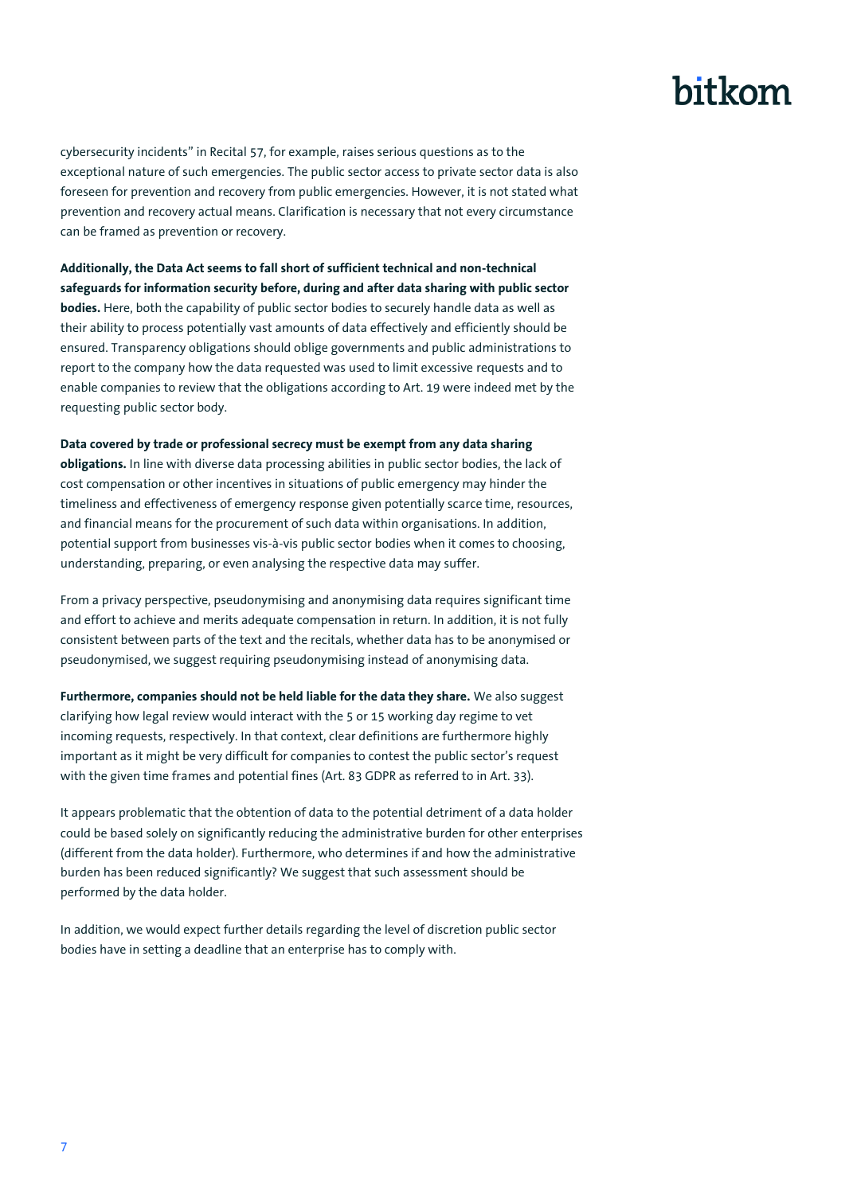cybersecurity incidents" in Recital 57, for example, raises serious questions as to the exceptional nature of such emergencies. The public sector access to private sector data is also foreseen for prevention and recovery from public emergencies. However, it is not stated what prevention and recovery actual means. Clarification is necessary that not every circumstance can be framed as prevention or recovery.

**Additionally, the Data Act seems to fall short of sufficient technical and non-technical safeguards for information security before, during and after data sharing with public sector bodies.** Here, both the capability of public sector bodies to securely handle data as well as their ability to process potentially vast amounts of data effectively and efficiently should be ensured. Transparency obligations should oblige governments and public administrations to report to the company how the data requested was used to limit excessive requests and to enable companies to review that the obligations according to Art. 19 were indeed met by the requesting public sector body.

**Data covered by trade or professional secrecy must be exempt from any data sharing obligations.** In line with diverse data processing abilities in public sector bodies, the lack of cost compensation or other incentives in situations of public emergency may hinder the timeliness and effectiveness of emergency response given potentially scarce time, resources, and financial means for the procurement of such data within organisations. In addition, potential support from businesses vis-à-vis public sector bodies when it comes to choosing, understanding, preparing, or even analysing the respective data may suffer.

From a privacy perspective, pseudonymising and anonymising data requires significant time and effort to achieve and merits adequate compensation in return. In addition, it is not fully consistent between parts of the text and the recitals, whether data has to be anonymised or pseudonymised, we suggest requiring pseudonymising instead of anonymising data.

**Furthermore, companies should not be held liable for the data they share.** We also suggest clarifying how legal review would interact with the 5 or 15 working day regime to vet incoming requests, respectively. In that context, clear definitions are furthermore highly important as it might be very difficult for companies to contest the public sector's request with the given time frames and potential fines (Art. 83 GDPR as referred to in Art. 33).

It appears problematic that the obtention of data to the potential detriment of a data holder could be based solely on significantly reducing the administrative burden for other enterprises (different from the data holder). Furthermore, who determines if and how the administrative burden has been reduced significantly? We suggest that such assessment should be performed by the data holder.

In addition, we would expect further details regarding the level of discretion public sector bodies have in setting a deadline that an enterprise has to comply with.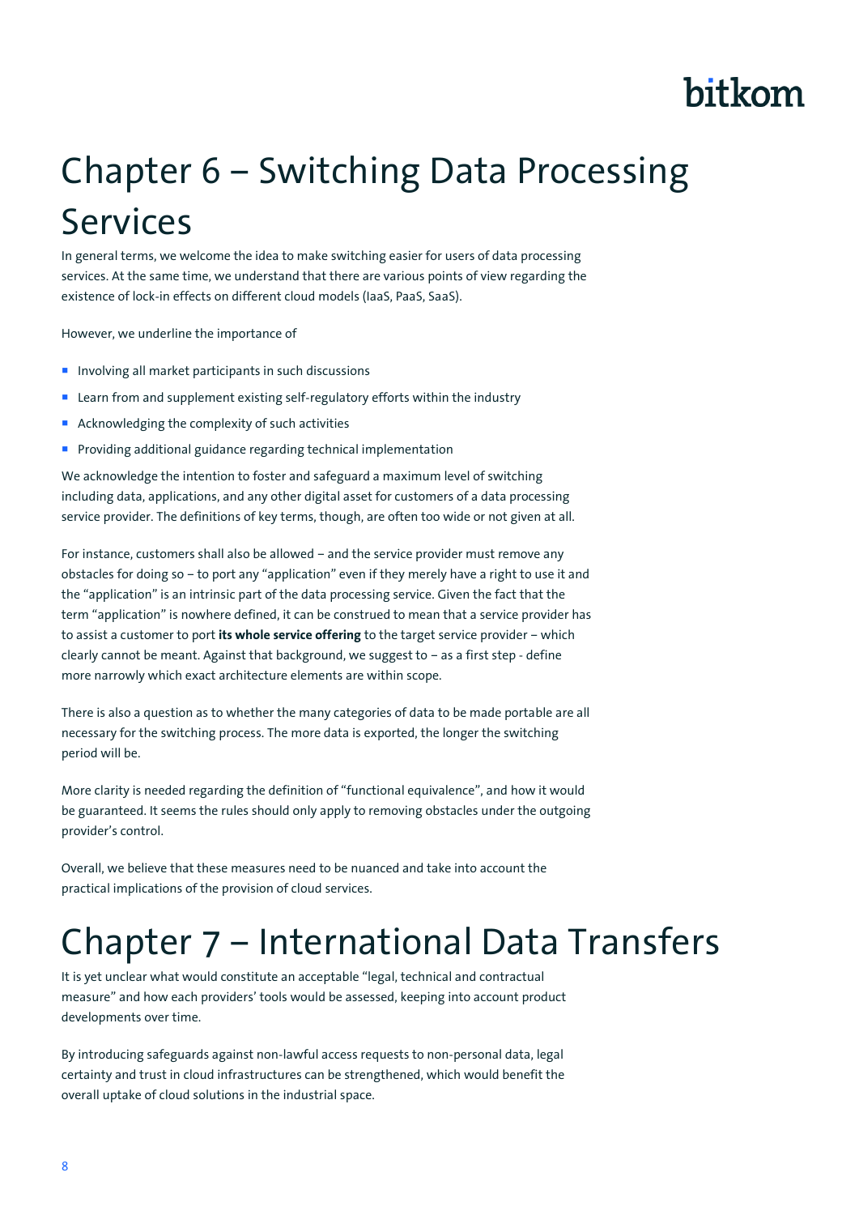# Chapter 6 – Switching Data Processing Services

In general terms, we welcome the idea to make switching easier for users of data processing services. At the same time, we understand that there are various points of view regarding the existence of lock-in effects on different cloud models (IaaS, PaaS, SaaS).

However, we underline the importance of

- Involving all market participants in such discussions
- Learn from and supplement existing self-regulatory efforts within the industry
- Acknowledging the complexity of such activities
- Providing additional guidance regarding technical implementation

We acknowledge the intention to foster and safeguard a maximum level of switching including data, applications, and any other digital asset for customers of a data processing service provider. The definitions of key terms, though, are often too wide or not given at all.

For instance, customers shall also be allowed – and the service provider must remove any obstacles for doing so – to port any "application" even if they merely have a right to use it and the "application" is an intrinsic part of the data processing service. Given the fact that the term "application" is nowhere defined, it can be construed to mean that a service provider has to assist a customer to port **its whole service offering** to the target service provider – which clearly cannot be meant. Against that background, we suggest to – as a first step - define more narrowly which exact architecture elements are within scope.

There is also a question as to whether the many categories of data to be made portable are all necessary for the switching process. The more data is exported, the longer the switching period will be.

More clarity is needed regarding the definition of "functional equivalence", and how it would be guaranteed. It seems the rules should only apply to removing obstacles under the outgoing provider's control.

Overall, we believe that these measures need to be nuanced and take into account the practical implications of the provision of cloud services.

# Chapter 7 – International Data Transfers

It is yet unclear what would constitute an acceptable "legal, technical and contractual measure" and how each providers' tools would be assessed, keeping into account product developments over time.

By introducing safeguards against non-lawful access requests to non-personal data, legal certainty and trust in cloud infrastructures can be strengthened, which would benefit the overall uptake of cloud solutions in the industrial space.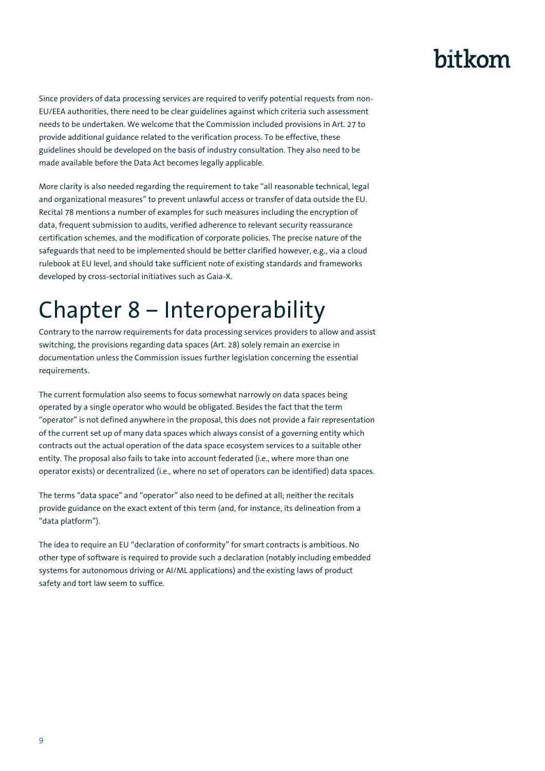Since providers of data processing services are required to verify potential requests from non-EU/EEA authorities, there need to be clear guidelines against which criteria such assessment needs to be undertaken. We welcome that the Commission included provisions in Art. 27 to provide additional guidance related to the verification process. To be effective, these guidelines should be developed on the basis of industry consultation. They also need to be made available before the Data Act becomes legally applicable.

More clarity is also needed regarding the requirement to take "all reasonable technical, legal and organizational measures" to prevent unlawful access or transfer of data outside the EU. Recital 78 mentions a number of examples for such measures including the encryption of data, frequent submission to audits, verified adherence to relevant security reassurance certification schemes, and the modification of corporate policies. The precise nature of the safeguards that need to be implemented should be better clarified however, e.g., via a cloud rulebook at EU level, and should take sufficient note of existing standards and frameworks developed by cross-sectorial initiatives such as Gaia-X.

# Chapter 8 – Interoperability

Contrary to the narrow requirements for data processing services providers to allow and assist switching, the provisions regarding data spaces (Art. 28) solely remain an exercise in documentation unless the Commission issues further legislation concerning the essential requirements.

The current formulation also seems to focus somewhat narrowly on data spaces being operated by a single operator who would be obligated. Besides the fact that the term "operator" is not defined anywhere in the proposal, this does not provide a fair representation of the current set up of many data spaces which always consist of a governing entity which contracts out the actual operation of the data space ecosystem services to a suitable other entity. The proposal also fails to take into account federated (i.e., where more than one operator exists) or decentralized (i.e., where no set of operators can be identified) data spaces.

The terms "data space" and "operator" also need to be defined at all; neither the recitals provide guidance on the exact extent of this term (and, for instance, its delineation from a "data platform").

The idea to require an EU "declaration of conformity" for smart contracts is ambitious. No other type of software is required to provide such a declaration (notably including embedded systems for autonomous driving or AI/ML applications) and the existing laws of product safety and tort law seem to suffice.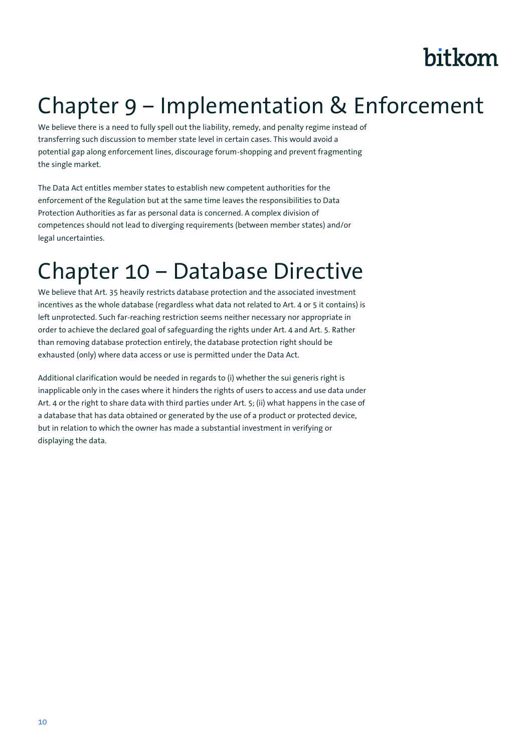# Chapter 9 – Implementation & Enforcement

We believe there is a need to fully spell out the liability, remedy, and penalty regime instead of transferring such discussion to member state level in certain cases. This would avoid a potential gap along enforcement lines, discourage forum-shopping and prevent fragmenting the single market.

The Data Act entitles member states to establish new competent authorities for the enforcement of the Regulation but at the same time leaves the responsibilities to Data Protection Authorities as far as personal data is concerned. A complex division of competences should not lead to diverging requirements (between member states) and/or legal uncertainties.

# Chapter 10 – Database Directive

We believe that Art. 35 heavily restricts database protection and the associated investment incentives as the whole database (regardless what data not related to Art. 4 or 5 it contains) is left unprotected. Such far-reaching restriction seems neither necessary nor appropriate in order to achieve the declared goal of safeguarding the rights under Art. 4 and Art. 5. Rather than removing database protection entirely, the database protection right should be exhausted (only) where data access or use is permitted under the Data Act.

Additional clarification would be needed in regards to (i) whether the sui generis right is inapplicable only in the cases where it hinders the rights of users to access and use data under Art. 4 or the right to share data with third parties under Art. 5; (ii) what happens in the case of a database that has data obtained or generated by the use of a product or protected device, but in relation to which the owner has made a substantial investment in verifying or displaying the data.